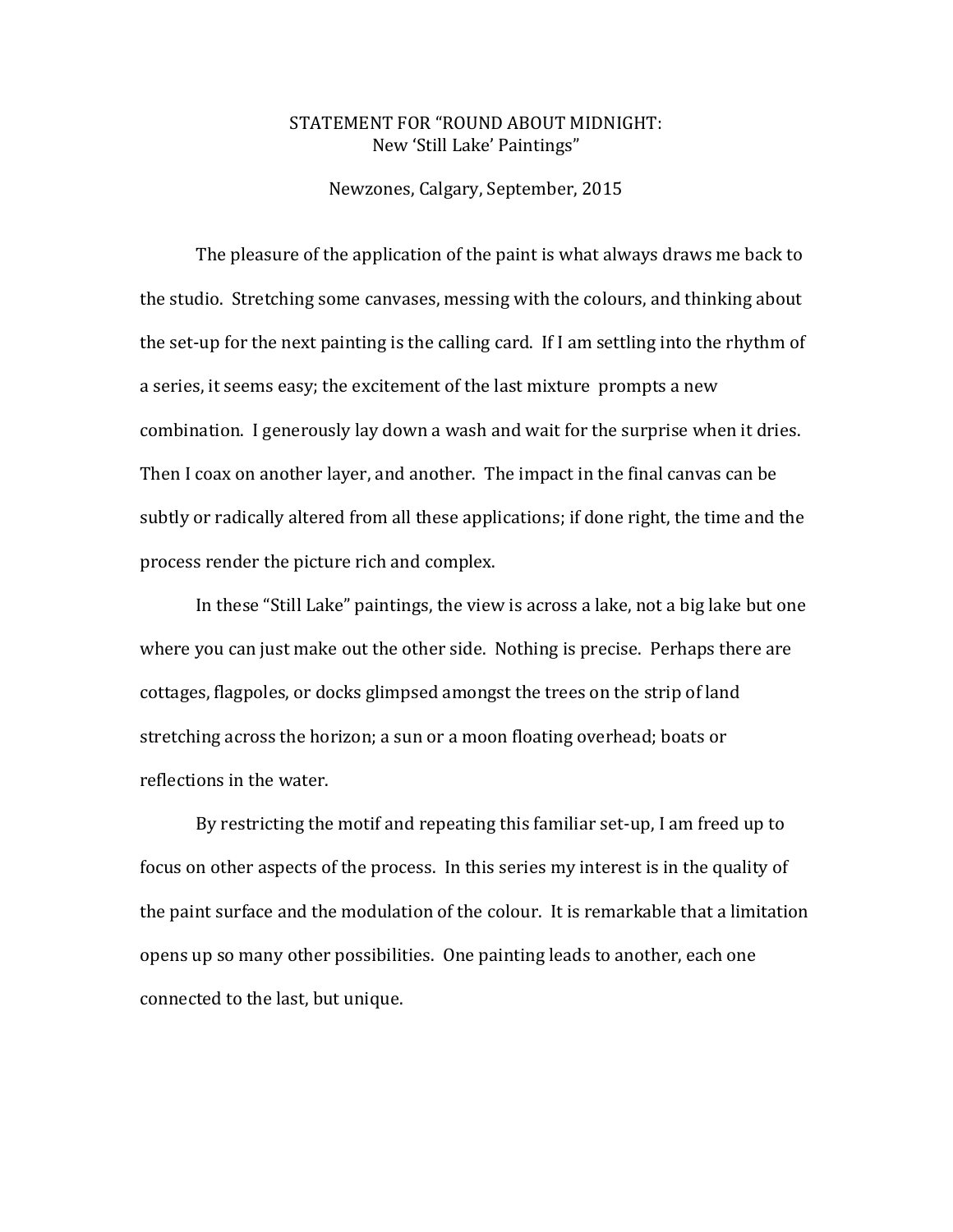# STATEMENT FOR "ROUND ABOUT MIDNIGHT: New 'Still Lake' Paintings"

Newzones, Calgary, September, 2015

The pleasure of the application of the paint is what always draws me back to the studio. Stretching some canvases, messing with the colours, and thinking about the set-up for the next painting is the calling card. If I am settling into the rhythm of a series, it seems easy; the excitement of the last mixture prompts a new combination. I generously lay down a wash and wait for the surprise when it dries. Then I coax on another layer, and another. The impact in the final canvas can be subtly or radically altered from all these applications; if done right, the time and the process render the picture rich and complex.

In these "Still Lake" paintings, the view is across a lake, not a big lake but one where you can just make out the other side. Nothing is precise. Perhaps there are cottages, flagpoles, or docks glimpsed amongst the trees on the strip of land stretching across the horizon; a sun or a moon floating overhead; boats or reflections in the water.

By restricting the motif and repeating this familiar set-up, I am freed up to focus on other aspects of the process. In this series my interest is in the quality of the paint surface and the modulation of the colour. It is remarkable that a limitation opens up so many other possibilities. One painting leads to another, each one connected to the last, but unique.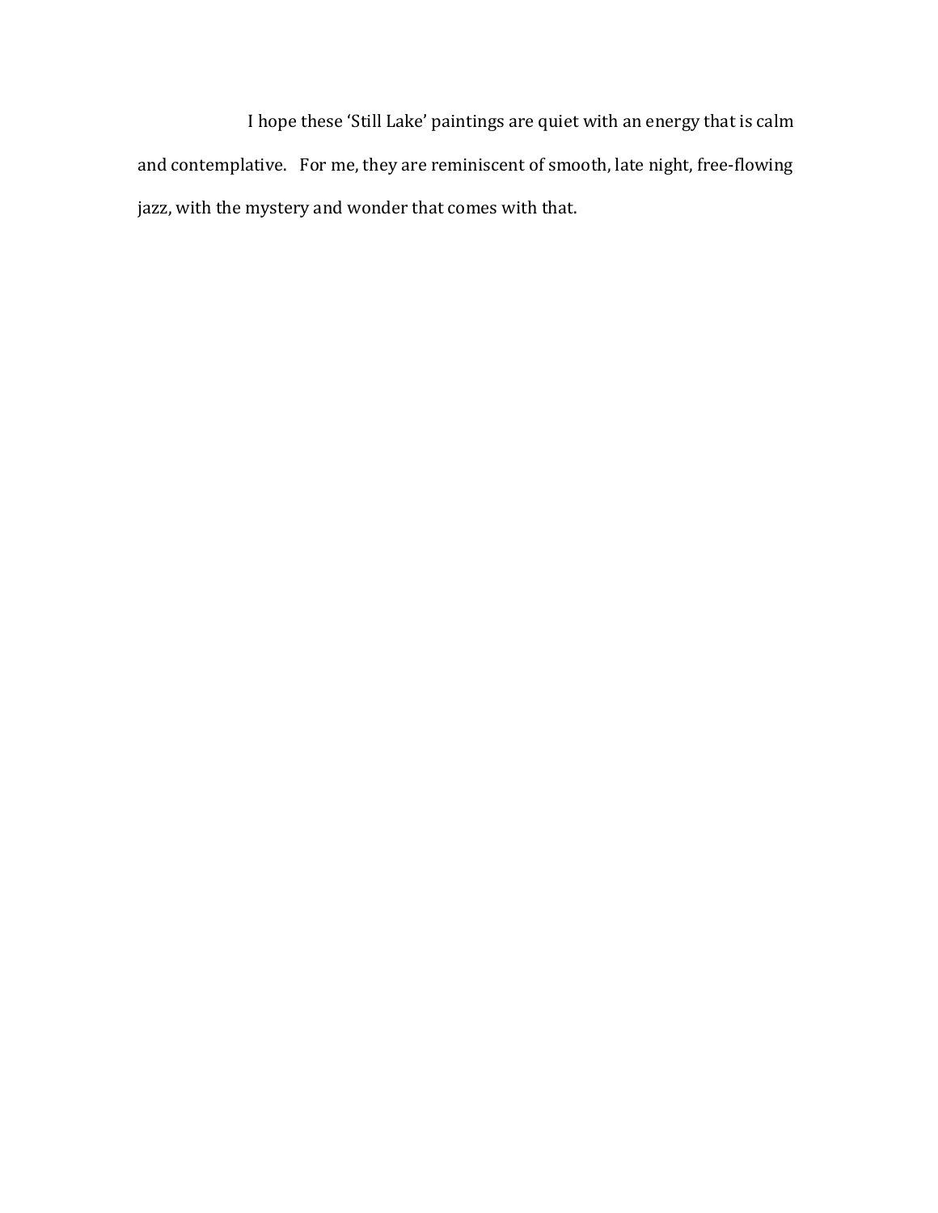I hope these 'Still Lake' paintings are quiet with an energy that is calm and contemplative. For me, they are reminiscent of smooth, late night, free-flowing jazz, with the mystery and wonder that comes with that.